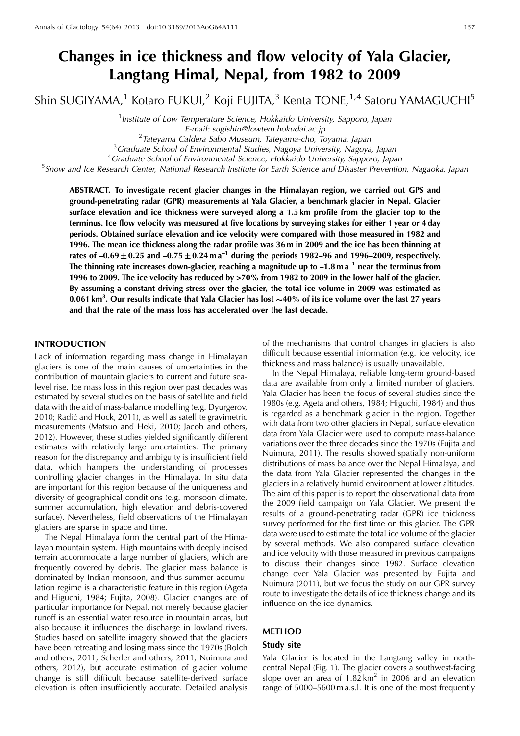# Changes in ice thickness and flow velocity of Yala Glacier, Langtang Himal, Nepal, from 1982 to 2009

Shin SUGIYAMA,[1] Kotaro FUKUI,[2] Koji FUJITA,[3] Kenta TONE,[1,4] Satoru YAMAGUCHI[5]

[1]*Institute of Low Temperature Science, Hokkaido University, Sapporo, Japan*
*E-mail: sugishin@lowtem.hokudai.ac.jp*
[2]*Tateyama Caldera Sabo Museum, Tateyama-cho, Toyama, Japan*
[3]*Graduate School of Environmental Studies, Nagoya University, Nagoya, Japan*
[4]*Graduate School of Environmental Science, Hokkaido University, Sapporo, Japan*
[5]*Snow and Ice Research Center, National Research Institute for Earth Science and Disaster Prevention, Nagaoka, Japan*

**ABSTRACT. To investigate recent glacier changes in the Himalayan region, we carried out GPS and ground-penetrating radar (GPR) measurements at Yala Glacier, a benchmark glacier in Nepal. Glacier surface elevation and ice thickness were surveyed along a 1.5 km profile from the glacier top to the terminus. Ice flow velocity was measured at five locations by surveying stakes for either 1 year or 4 day periods. Obtained surface elevation and ice velocity were compared with those measured in 1982 and 1996. The mean ice thickness along the radar profile was 36 m in 2009 and the ice has been thinning at rates of $-0.69 \pm 0.25$ and $-0.75 \pm 0.24\,\mathrm{m\,a^{-1}}$ during the periods 1982–96 and 1996–2009, respectively. The thinning rate increases down-glacier, reaching a magnitude up to $-1.8\,\mathrm{m\,a^{-1}}$ near the terminus from 1996 to 2009. The ice velocity has reduced by >70% from 1982 to 2009 in the lower half of the glacier. By assuming a constant driving stress over the glacier, the total ice volume in 2009 was estimated as $0.061\,\mathrm{km^3}$. Our results indicate that Yala Glacier has lost ~40% of its ice volume over the last 27 years and that the rate of the mass loss has accelerated over the last decade.**

## INTRODUCTION

Lack of information regarding mass change in Himalayan glaciers is one of the main causes of uncertainties in the contribution of mountain glaciers to current and future sea-level rise. Ice mass loss in this region over past decades was estimated by several studies on the basis of satellite and field data with the aid of mass-balance modelling (e.g. Dyurgerov, 2010; Radić and Hock, 2011), as well as satellite gravimetric measurements (Matsuo and Heki, 2010; Jacob and others, 2012). However, these studies yielded significantly different estimates with relatively large uncertainties. The primary reason for the discrepancy and ambiguity is insufficient field data, which hampers the understanding of processes controlling glacier changes in the Himalaya. In situ data are important for this region because of the uniqueness and diversity of geographical conditions (e.g. monsoon climate, summer accumulation, high elevation and debris-covered surface). Nevertheless, field observations of the Himalayan glaciers are sparse in space and time.

The Nepal Himalaya form the central part of the Himalayan mountain system. High mountains with deeply incised terrain accommodate a large number of glaciers, which are frequently covered by debris. The glacier mass balance is dominated by Indian monsoon, and thus summer accumulation regime is a characteristic feature in this region (Ageta and Higuchi, 1984; Fujita, 2008). Glacier changes are of particular importance for Nepal, not merely because glacier runoff is an essential water resource in mountain areas, but also because it influences the discharge in lowland rivers. Studies based on satellite imagery showed that the glaciers have been retreating and losing mass since the 1970s (Bolch and others, 2011; Scherler and others, 2011; Nuimura and others, 2012), but accurate estimation of glacier volume change is still difficult because satellite-derived surface elevation is often insufficiently accurate. Detailed analysis of the mechanisms that control changes in glaciers is also difficult because essential information (e.g. ice velocity, ice thickness and mass balance) is usually unavailable.

In the Nepal Himalaya, reliable long-term ground-based data are available from only a limited number of glaciers. Yala Glacier has been the focus of several studies since the 1980s (e.g. Ageta and others, 1984; Higuchi, 1984) and thus is regarded as a benchmark glacier in the region. Together with data from two other glaciers in Nepal, surface elevation data from Yala Glacier were used to compute mass-balance variations over the three decades since the 1970s (Fujita and Nuimura, 2011). The results showed spatially non-uniform distributions of mass balance over the Nepal Himalaya, and the data from Yala Glacier represented the changes in the glaciers in a relatively humid environment at lower altitudes. The aim of this paper is to report the observational data from the 2009 field campaign on Yala Glacier. We present the results of a ground-penetrating radar (GPR) ice thickness survey performed for the first time on this glacier. The GPR data were used to estimate the total ice volume of the glacier by several methods. We also compared surface elevation and ice velocity with those measured in previous campaigns to discuss their changes since 1982. Surface elevation change over Yala Glacier was presented by Fujita and Nuimura (2011), but we focus the study on our GPR survey route to investigate the details of ice thickness change and its influence on the ice dynamics.

## METHOD

### Study site

Yala Glacier is located in the Langtang valley in north-central Nepal (Fig. 1). The glacier covers a southwest-facing slope over an area of $1.82\,\mathrm{km^2}$ in 2006 and an elevation range of 5000–5600 m a.s.l. It is one of the most frequently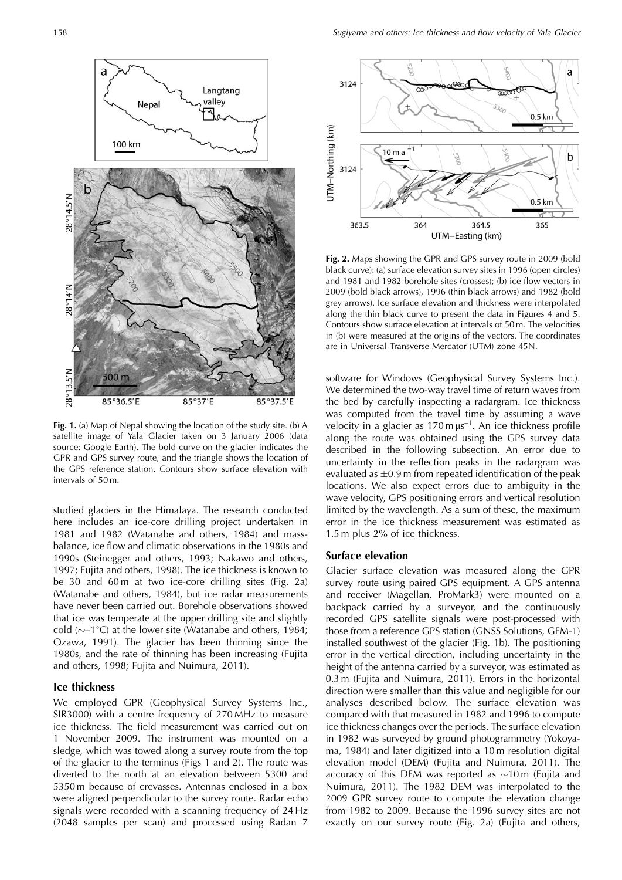**Fig. 1.** (a) Map of Nepal showing the location of the study site. (b) A satellite image of Yala Glacier taken on 3 January 2006 (data source: Google Earth). The bold curve on the glacier indicates the GPR and GPS survey route, and the triangle shows the location of the GPS reference station. Contours show surface elevation with intervals of 50 m.

studied glaciers in the Himalaya. The research conducted here includes an ice-core drilling project undertaken in 1981 and 1982 (Watanabe and others, 1984) and mass-balance, ice flow and climatic observations in the 1980s and 1990s (Steinegger and others, 1993; Nakawo and others, 1997; Fujita and others, 1998). The ice thickness is known to be 30 and 60 m at two ice-core drilling sites (Fig. 2a) (Watanabe and others, 1984), but ice radar measurements have never been carried out. Borehole observations showed that ice was temperate at the upper drilling site and slightly cold (~–1°C) at the lower site (Watanabe and others, 1984; Ozawa, 1991). The glacier has been thinning since the 1980s, and the rate of thinning has been increasing (Fujita and others, 1998; Fujita and Nuimura, 2011).

## Ice thickness

We employed GPR (Geophysical Survey Systems Inc., SIR3000) with a centre frequency of 270 MHz to measure ice thickness. The field measurement was carried out on 1 November 2009. The instrument was mounted on a sledge, which was towed along a survey route from the top of the glacier to the terminus (Figs 1 and 2). The route was diverted to the north at an elevation between 5300 and 5350 m because of crevasses. Antennas enclosed in a box were aligned perpendicular to the survey route. Radar echo signals were recorded with a scanning frequency of 24 Hz (2048 samples per scan) and processed using Radan 7 software for Windows (Geophysical Survey Systems Inc.). We determined the two-way travel time of return waves from the bed by carefully inspecting a radargram. Ice thickness was computed from the travel time by assuming a wave velocity in a glacier as $170\ \mathrm{m\ \mu s^{-1}}$. An ice thickness profile along the route was obtained using the GPS survey data described in the following subsection. An error due to uncertainty in the reflection peaks in the radargram was evaluated as ±0.9 m from repeated identification of the peak locations. We also expect errors due to ambiguity in the wave velocity, GPS positioning errors and vertical resolution limited by the wavelength. As a sum of these, the maximum error in the ice thickness measurement was estimated as 1.5 m plus 2% of ice thickness.

**Fig. 2.** Maps showing the GPR and GPS survey route in 2009 (bold black curve): (a) surface elevation survey sites in 1996 (open circles) and 1981 and 1982 borehole sites (crosses); (b) ice flow vectors in 2009 (bold black arrows), 1996 (thin black arrows) and 1982 (bold grey arrows). Ice surface elevation and thickness were interpolated along the thin black curve to present the data in Figures 4 and 5. Contours show surface elevation at intervals of 50 m. The velocities in (b) were measured at the origins of the vectors. The coordinates are in Universal Transverse Mercator (UTM) zone 45N.

## Surface elevation

Glacier surface elevation was measured along the GPR survey route using paired GPS equipment. A GPS antenna and receiver (Magellan, ProMark3) were mounted on a backpack carried by a surveyor, and the continuously recorded GPS satellite signals were post-processed with those from a reference GPS station (GNSS Solutions, GEM-1) installed southwest of the glacier (Fig. 1b). The positioning error in the vertical direction, including uncertainty in the height of the antenna carried by a surveyor, was estimated as 0.3 m (Fujita and Nuimura, 2011). Errors in the horizontal direction were smaller than this value and negligible for our analyses described below. The surface elevation was compared with that measured in 1982 and 1996 to compute ice thickness changes over the periods. The surface elevation in 1982 was surveyed by ground photogrammetry (Yokoyama, 1984) and later digitized into a 10 m resolution digital elevation model (DEM) (Fujita and Nuimura, 2011). The accuracy of this DEM was reported as ~10 m (Fujita and Nuimura, 2011). The 1982 DEM was interpolated to the 2009 GPR survey route to compute the elevation change from 1982 to 2009. Because the 1996 survey sites are not exactly on our survey route (Fig. 2a) (Fujita and others,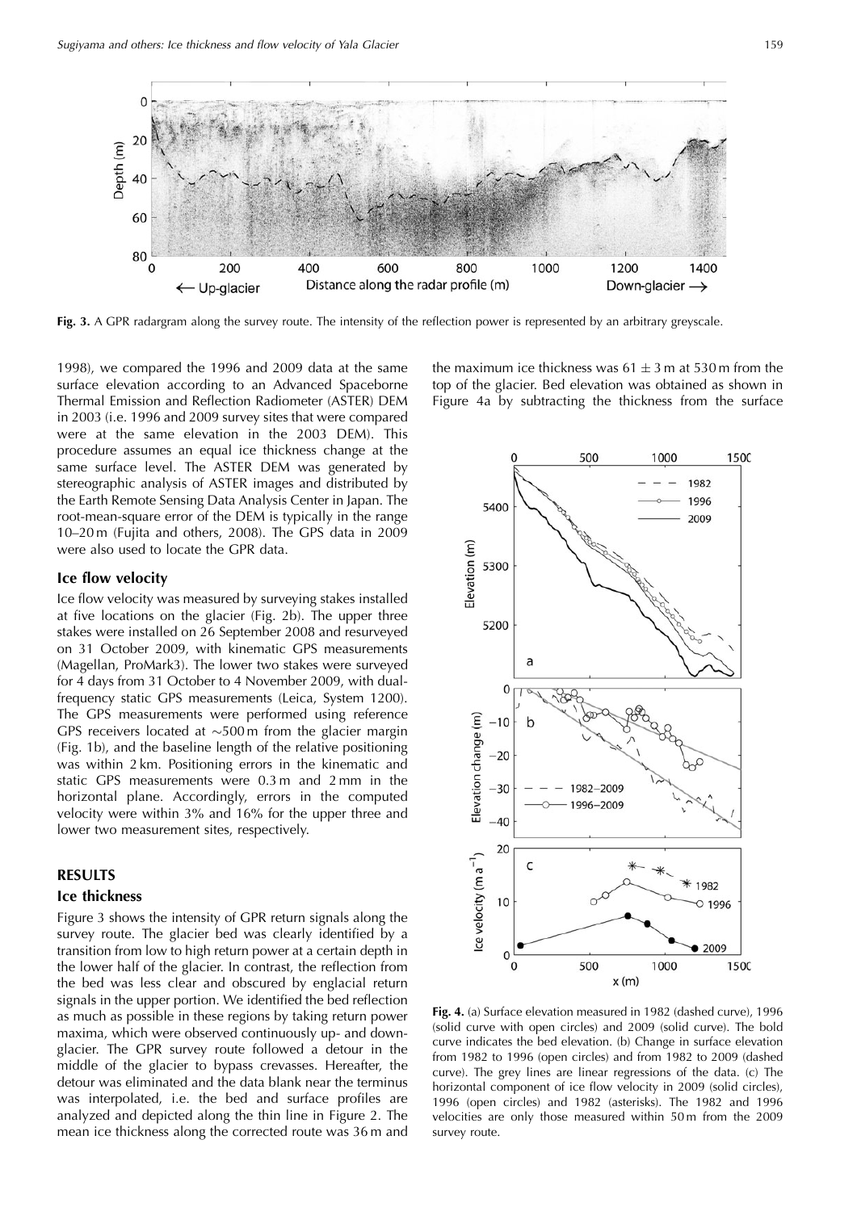Fig. 3. A GPR radargram along the survey route. The intensity of the reflection power is represented by an arbitrary greyscale.

1998), we compared the 1996 and 2009 data at the same surface elevation according to an Advanced Spaceborne Thermal Emission and Reflection Radiometer (ASTER) DEM in 2003 (i.e. 1996 and 2009 survey sites that were compared were at the same elevation in the 2003 DEM). This procedure assumes an equal ice thickness change at the same surface level. The ASTER DEM was generated by stereographic analysis of ASTER images and distributed by the Earth Remote Sensing Data Analysis Center in Japan. The root-mean-square error of the DEM is typically in the range 10–20 m (Fujita and others, 2008). The GPS data in 2009 were also used to locate the GPR data.

### Ice flow velocity

Ice flow velocity was measured by surveying stakes installed at five locations on the glacier (Fig. 2b). The upper three stakes were installed on 26 September 2008 and resurveyed on 31 October 2009, with kinematic GPS measurements (Magellan, ProMark3). The lower two stakes were surveyed for 4 days from 31 October to 4 November 2009, with dual-frequency static GPS measurements (Leica, System 1200). The GPS measurements were performed using reference GPS receivers located at ~500 m from the glacier margin (Fig. 1b), and the baseline length of the relative positioning was within 2 km. Positioning errors in the kinematic and static GPS measurements were 0.3 m and 2 mm in the horizontal plane. Accordingly, errors in the computed velocity were within 3% and 16% for the upper three and lower two measurement sites, respectively.

## RESULTS

### Ice thickness

Figure 3 shows the intensity of GPR return signals along the survey route. The glacier bed was clearly identified by a transition from low to high return power at a certain depth in the lower half of the glacier. In contrast, the reflection from the bed was less clear and obscured by englacial return signals in the upper portion. We identified the bed reflection as much as possible in these regions by taking return power maxima, which were observed continuously up- and down-glacier. The GPR survey route followed a detour in the middle of the glacier to bypass crevasses. Hereafter, the detour was eliminated and the data blank near the terminus was interpolated, i.e. the bed and surface profiles are analyzed and depicted along the thin line in Figure 2. The mean ice thickness along the corrected route was 36 m and the maximum ice thickness was $61 \pm 3$ m at 530 m from the top of the glacier. Bed elevation was obtained as shown in Figure 4a by subtracting the thickness from the surface

Fig. 4. (a) Surface elevation measured in 1982 (dashed curve), 1996 (solid curve with open circles) and 2009 (solid curve). The bold curve indicates the bed elevation. (b) Change in surface elevation from 1982 to 1996 (open circles) and from 1982 to 2009 (dashed curve). The grey lines are linear regressions of the data. (c) The horizontal component of ice flow velocity in 2009 (solid circles), 1996 (open circles) and 1982 (asterisks). The 1982 and 1996 velocities are only those measured within 50 m from the 2009 survey route.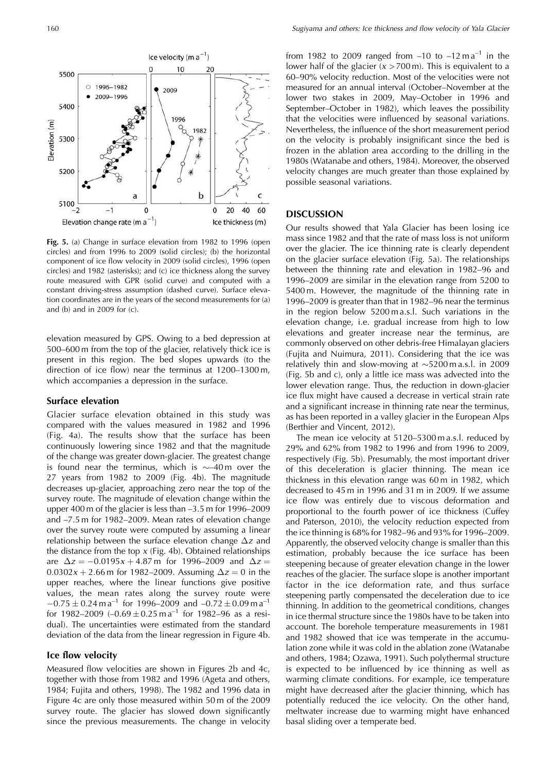Fig. 5. (a) Change in surface elevation from 1982 to 1996 (open circles) and from 1996 to 2009 (solid circles); (b) the horizontal component of ice flow velocity in 2009 (solid circles), 1996 (open circles) and 1982 (asterisks); and (c) ice thickness along the survey route measured with GPR (solid curve) and computed with a constant driving-stress assumption (dashed curve). Surface elevation coordinates are in the years of the second measurements for (a) and (b) and in 2009 for (c).

elevation measured by GPS. Owing to a bed depression at 500–600 m from the top of the glacier, relatively thick ice is present in this region. The bed slopes upwards (to the direction of ice flow) near the terminus at 1200–1300 m, which accompanies a depression in the surface.

### Surface elevation

Glacier surface elevation obtained in this study was compared with the values measured in 1982 and 1996 (Fig. 4a). The results show that the surface has been continuously lowering since 1982 and that the magnitude of the change was greater down-glacier. The greatest change is found near the terminus, which is ~–40 m over the 27 years from 1982 to 2009 (Fig. 4b). The magnitude decreases up-glacier, approaching zero near the top of the survey route. The magnitude of elevation change within the upper 400 m of the glacier is less than –3.5 m for 1996–2009 and –7.5 m for 1982–2009. Mean rates of elevation change over the survey route were computed by assuming a linear relationship between the surface elevation change $\Delta z$ and the distance from the top $x$ (Fig. 4b). Obtained relationships are $\Delta z = -0.0195x + 4.87$ m for 1996–2009 and $\Delta z = 0.0302x + 2.66$ m for 1982–2009. Assuming $\Delta z = 0$ in the upper reaches, where the linear functions give positive values, the mean rates along the survey route were $-0.75 \pm 0.24$ m a$^{-1}$ for 1996–2009 and $-0.72 \pm 0.09$ m a$^{-1}$ for 1982–2009 ($-0.69 \pm 0.25$ m a$^{-1}$ for 1982–96 as a residual). The uncertainties were estimated from the standard deviation of the data from the linear regression in Figure 4b.

### Ice flow velocity

Measured flow velocities are shown in Figures 2b and 4c, together with those from 1982 and 1996 (Ageta and others, 1984; Fujita and others, 1998). The 1982 and 1996 data in Figure 4c are only those measured within 50 m of the 2009 survey route. The glacier has slowed down significantly since the previous measurements. The change in velocity from 1982 to 2009 ranged from –10 to –12 m a$^{-1}$ in the lower half of the glacier ($x > 700$ m). This is equivalent to a 60–90% velocity reduction. Most of the velocities were not measured for an annual interval (October–November at the lower two stakes in 2009, May–October in 1996 and September–October in 1982), which leaves the possibility that the velocities were influenced by seasonal variations. Nevertheless, the influence of the short measurement period on the velocity is probably insignificant since the bed is frozen in the ablation area according to the drilling in the 1980s (Watanabe and others, 1984). Moreover, the observed velocity changes are much greater than those explained by possible seasonal variations.

## DISCUSSION

Our results showed that Yala Glacier has been losing ice mass since 1982 and that the rate of mass loss is not uniform over the glacier. The ice thinning rate is clearly dependent on the glacier surface elevation (Fig. 5a). The relationships between the thinning rate and elevation in 1982–96 and 1996–2009 are similar in the elevation range from 5200 to 5400 m. However, the magnitude of the thinning rate in 1996–2009 is greater than that in 1982–96 near the terminus in the region below 5200 m a.s.l. Such variations in the elevation change, i.e. gradual increase from high to low elevations and greater increase near the terminus, are commonly observed on other debris-free Himalayan glaciers (Fujita and Nuimura, 2011). Considering that the ice was relatively thin and slow-moving at ~5200 m a.s.l. in 2009 (Fig. 5b and c), only a little ice mass was advected into the lower elevation range. Thus, the reduction in down-glacier ice flux might have caused a decrease in vertical strain rate and a significant increase in thinning rate near the terminus, as has been reported in a valley glacier in the European Alps (Berthier and Vincent, 2012).

The mean ice velocity at 5120–5300 m a.s.l. reduced by 29% and 62% from 1982 to 1996 and from 1996 to 2009, respectively (Fig. 5b). Presumably, the most important driver of this deceleration is glacier thinning. The mean ice thickness in this elevation range was 60 m in 1982, which decreased to 45 m in 1996 and 31 m in 2009. If we assume ice flow was entirely due to viscous deformation and proportional to the fourth power of ice thickness (Cuffey and Paterson, 2010), the velocity reduction expected from the ice thinning is 68% for 1982–96 and 93% for 1996–2009. Apparently, the observed velocity change is smaller than this estimation, probably because the ice surface has been steepening because of greater elevation change in the lower reaches of the glacier. The surface slope is another important factor in the ice deformation rate, and thus surface steepening partly compensated the deceleration due to ice thinning. In addition to the geometrical conditions, changes in ice thermal structure since the 1980s have to be taken into account. The borehole temperature measurements in 1981 and 1982 showed that ice was temperate in the accumulation zone while it was cold in the ablation zone (Watanabe and others, 1984; Ozawa, 1991). Such polythermal structure is expected to be influenced by ice thinning as well as warming climate conditions. For example, ice temperature might have decreased after the glacier thinning, which has potentially reduced the ice velocity. On the other hand, meltwater increase due to warming might have enhanced basal sliding over a temperate bed.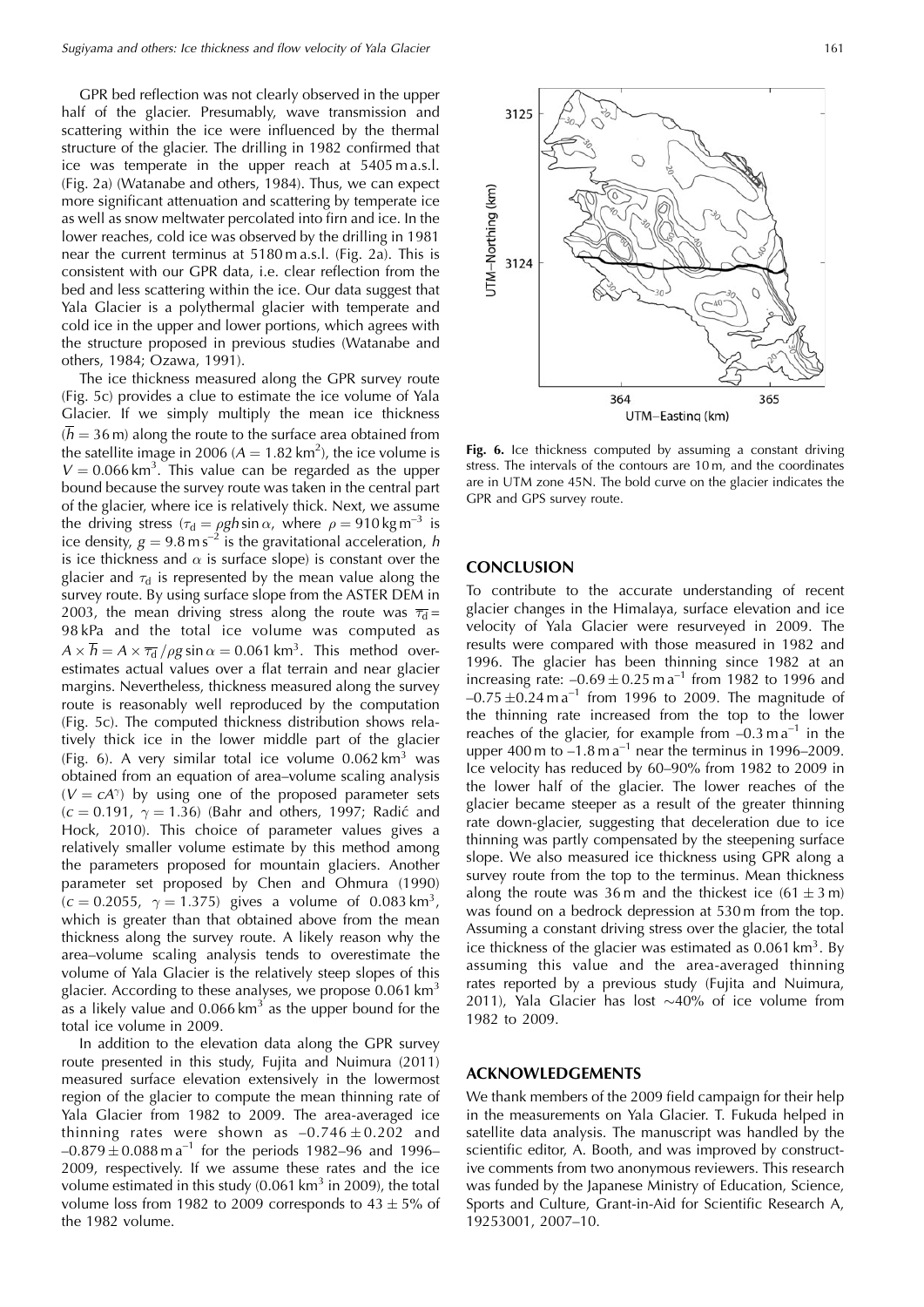GPR bed reflection was not clearly observed in the upper half of the glacier. Presumably, wave transmission and scattering within the ice were influenced by the thermal structure of the glacier. The drilling in 1982 confirmed that ice was temperate in the upper reach at 5405 m a.s.l. (Fig. 2a) (Watanabe and others, 1984). Thus, we can expect more significant attenuation and scattering by temperate ice as well as snow meltwater percolated into firn and ice. In the lower reaches, cold ice was observed by the drilling in 1981 near the current terminus at 5180 m a.s.l. (Fig. 2a). This is consistent with our GPR data, i.e. clear reflection from the bed and less scattering within the ice. Our data suggest that Yala Glacier is a polythermal glacier with temperate and cold ice in the upper and lower portions, which agrees with the structure proposed in previous studies (Watanabe and others, 1984; Ozawa, 1991).

The ice thickness measured along the GPR survey route (Fig. 5c) provides a clue to estimate the ice volume of Yala Glacier. If we simply multiply the mean ice thickness ($\overline{h} = 36$ m) along the route to the surface area obtained from the satellite image in 2006 ($A = 1.82$ km$^2$), the ice volume is $V = 0.066$ km$^3$. This value can be regarded as the upper bound because the survey route was taken in the central part of the glacier, where ice is relatively thick. Next, we assume the driving stress ($\tau_d = \rho g h \sin\alpha$, where $\rho = 910$ kg m$^{-3}$ is ice density, $g = 9.8$ m s$^{-2}$ is the gravitational acceleration, $h$ is ice thickness and $\alpha$ is surface slope) is constant over the glacier and $\tau_d$ is represented by the mean value along the survey route. By using surface slope from the ASTER DEM in 2003, the mean driving stress along the route was $\overline{\tau_d} =$ 98 kPa and the total ice volume was computed as $A \times \overline{h} = A \times \overline{\tau_d}/\rho g \sin\alpha = 0.061$ km$^3$. This method overestimates actual values over a flat terrain and near glacier margins. Nevertheless, thickness measured along the survey route is reasonably well reproduced by the computation (Fig. 5c). The computed thickness distribution shows relatively thick ice in the lower middle part of the glacier (Fig. 6). A very similar total ice volume 0.062 km$^3$ was obtained from an equation of area–volume scaling analysis ($V = cA^\gamma$) by using one of the proposed parameter sets ($c = 0.191$, $\gamma = 1.36$) (Bahr and others, 1997; Radić and Hock, 2010). This choice of parameter values gives a relatively smaller volume estimate by this method among the parameters proposed for mountain glaciers. Another parameter set proposed by Chen and Ohmura (1990) ($c = 0.2055$, $\gamma = 1.375$) gives a volume of 0.083 km$^3$, which is greater than that obtained above from the mean thickness along the survey route. A likely reason why the area–volume scaling analysis tends to overestimate the volume of Yala Glacier is the relatively steep slopes of this glacier. According to these analyses, we propose 0.061 km$^3$ as a likely value and 0.066 km$^3$ as the upper bound for the total ice volume in 2009.

In addition to the elevation data along the GPR survey route presented in this study, Fujita and Nuimura (2011) measured surface elevation extensively in the lowermost region of the glacier to compute the mean thinning rate of Yala Glacier from 1982 to 2009. The area-averaged ice thinning rates were shown as $-0.746 \pm 0.202$ and $-0.879 \pm 0.088$ m a$^{-1}$ for the periods 1982–96 and 1996–2009, respectively. If we assume these rates and the ice volume estimated in this study (0.061 km$^3$ in 2009), the total volume loss from 1982 to 2009 corresponds to $43 \pm 5$% of the 1982 volume.

**Fig. 6.** Ice thickness computed by assuming a constant driving stress. The intervals of the contours are 10 m, and the coordinates are in UTM zone 45N. The bold curve on the glacier indicates the GPR and GPS survey route.

## CONCLUSION

To contribute to the accurate understanding of recent glacier changes in the Himalaya, surface elevation and ice velocity of Yala Glacier were resurveyed in 2009. The results were compared with those measured in 1982 and 1996. The glacier has been thinning since 1982 at an increasing rate: $-0.69 \pm 0.25$ m a$^{-1}$ from 1982 to 1996 and $-0.75 \pm 0.24$ m a$^{-1}$ from 1996 to 2009. The magnitude of the thinning rate increased from the top to the lower reaches of the glacier, for example from $-0.3$ m a$^{-1}$ in the upper 400 m to $-1.8$ m a$^{-1}$ near the terminus in 1996–2009. Ice velocity has reduced by 60–90% from 1982 to 2009 in the lower half of the glacier. The lower reaches of the glacier became steeper as a result of the greater thinning rate down-glacier, suggesting that deceleration due to ice thinning was partly compensated by the steepening surface slope. We also measured ice thickness using GPR along a survey route from the top to the terminus. Mean thickness along the route was 36 m and the thickest ice ($61 \pm 3$ m) was found on a bedrock depression at 530 m from the top. Assuming a constant driving stress over the glacier, the total ice thickness of the glacier was estimated as 0.061 km$^3$. By assuming this value and the area-averaged thinning rates reported by a previous study (Fujita and Nuimura, 2011), Yala Glacier has lost ~40% of ice volume from 1982 to 2009.

## ACKNOWLEDGEMENTS

We thank members of the 2009 field campaign for their help in the measurements on Yala Glacier. T. Fukuda helped in satellite data analysis. The manuscript was handled by the scientific editor, A. Booth, and was improved by constructive comments from two anonymous reviewers. This research was funded by the Japanese Ministry of Education, Science, Sports and Culture, Grant-in-Aid for Scientific Research A, 19253001, 2007–10.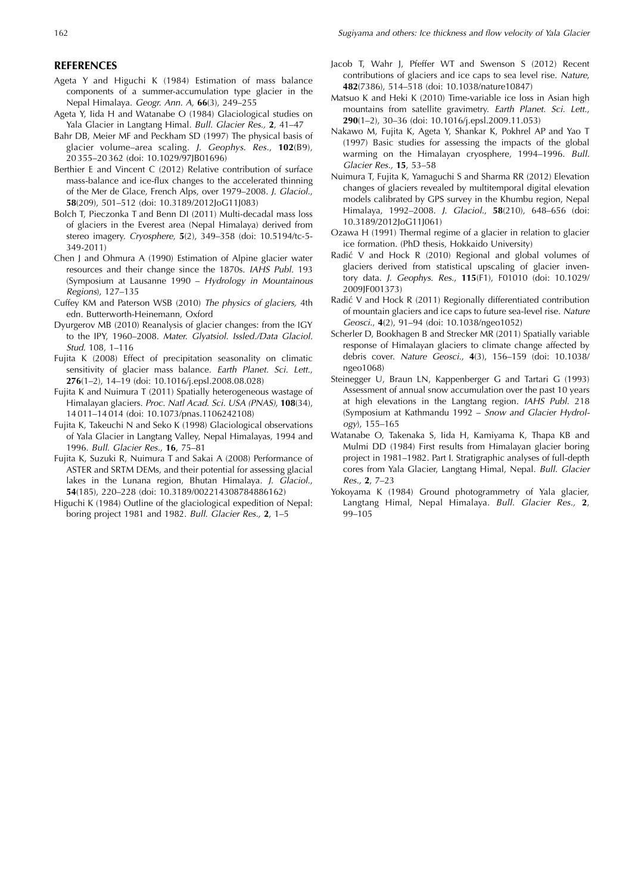## REFERENCES

Ageta Y and Higuchi K (1984) Estimation of mass balance components of a summer-accumulation type glacier in the Nepal Himalaya. *Geogr. Ann. A*, **66**(3), 249–255

Ageta Y, Iida H and Watanabe O (1984) Glaciological studies on Yala Glacier in Langtang Himal. *Bull. Glacier Res.,* **2**, 41–47

Bahr DB, Meier MF and Peckham SD (1997) The physical basis of glacier volume–area scaling. *J. Geophys. Res.*, **102**(B9), 20 355–20 362 (doi: 10.1029/97JB01696)

Berthier E and Vincent C (2012) Relative contribution of surface mass-balance and ice-flux changes to the accelerated thinning of the Mer de Glace, French Alps, over 1979–2008. *J. Glaciol.*, **58**(209), 501–512 (doi: 10.3189/2012JoG11J083)

Bolch T, Pieczonka T and Benn DI (2011) Multi-decadal mass loss of glaciers in the Everest area (Nepal Himalaya) derived from stereo imagery. *Cryosphere*, **5**(2), 349–358 (doi: 10.5194/tc-5-349-2011)

Chen J and Ohmura A (1990) Estimation of Alpine glacier water resources and their change since the 1870s. *IAHS Publ.* 193 (Symposium at Lausanne 1990 – *Hydrology in Mountainous Regions*), 127–135

Cuffey KM and Paterson WSB (2010) *The physics of glaciers,* 4th edn. Butterworth-Heinemann, Oxford

Dyurgerov MB (2010) Reanalysis of glacier changes: from the IGY to the IPY, 1960–2008. *Mater. Glyatsiol. Issled./Data Glaciol. Stud.* 108, 1–116

Fujita K (2008) Effect of precipitation seasonality on climatic sensitivity of glacier mass balance. *Earth Planet. Sci. Lett.*, **276**(1–2), 14–19 (doi: 10.1016/j.epsl.2008.08.028)

Fujita K and Nuimura T (2011) Spatially heterogeneous wastage of Himalayan glaciers. *Proc. Natl Acad. Sci. USA (PNAS)*, **108**(34), 14 011–14 014 (doi: 10.1073/pnas.1106242108)

Fujita K, Takeuchi N and Seko K (1998) Glaciological observations of Yala Glacier in Langtang Valley, Nepal Himalayas, 1994 and 1996. *Bull. Glacier Res.,* **16**, 75–81

Fujita K, Suzuki R, Nuimura T and Sakai A (2008) Performance of ASTER and SRTM DEMs, and their potential for assessing glacial lakes in the Lunana region, Bhutan Himalaya. *J. Glaciol.*, **54**(185), 220–228 (doi: 10.3189/002214308784886162)

Higuchi K (1984) Outline of the glaciological expedition of Nepal: boring project 1981 and 1982. *Bull. Glacier Res.,* **2**, 1–5

Jacob T, Wahr J, Pfeffer WT and Swenson S (2012) Recent contributions of glaciers and ice caps to sea level rise. *Nature*, **482**(7386), 514–518 (doi: 10.1038/nature10847)

Matsuo K and Heki K (2010) Time-variable ice loss in Asian high mountains from satellite gravimetry. *Earth Planet. Sci. Lett.*, **290**(1–2), 30–36 (doi: 10.1016/j.epsl.2009.11.053)

Nakawo M, Fujita K, Ageta Y, Shankar K, Pokhrel AP and Yao T (1997) Basic studies for assessing the impacts of the global warming on the Himalayan cryosphere, 1994–1996. *Bull. Glacier Res.,* **15**, 53–58

Nuimura T, Fujita K, Yamaguchi S and Sharma RR (2012) Elevation changes of glaciers revealed by multitemporal digital elevation models calibrated by GPS survey in the Khumbu region, Nepal Himalaya, 1992–2008. *J. Glaciol.*, **58**(210), 648–656 (doi: 10.3189/2012JoG11J061)

Ozawa H (1991) Thermal regime of a glacier in relation to glacier ice formation. (PhD thesis, Hokkaido University)

Radić V and Hock R (2010) Regional and global volumes of glaciers derived from statistical upscaling of glacier inventory data. *J. Geophys. Res.*, **115**(F1), F01010 (doi: 10.1029/2009JF001373)

Radić V and Hock R (2011) Regionally differentiated contribution of mountain glaciers and ice caps to future sea-level rise. *Nature Geosci.*, **4**(2), 91–94 (doi: 10.1038/ngeo1052)

Scherler D, Bookhagen B and Strecker MR (2011) Spatially variable response of Himalayan glaciers to climate change affected by debris cover. *Nature Geosci.*, **4**(3), 156–159 (doi: 10.1038/ngeo1068)

Steinegger U, Braun LN, Kappenberger G and Tartari G (1993) Assessment of annual snow accumulation over the past 10 years at high elevations in the Langtang region. *IAHS Publ.* 218 (Symposium at Kathmandu 1992 – *Snow and Glacier Hydrology*), 155–165

Watanabe O, Takenaka S, Iida H, Kamiyama K, Thapa KB and Mulmi DD (1984) First results from Himalayan glacier boring project in 1981–1982. Part I. Stratigraphic analyses of full-depth cores from Yala Glacier, Langtang Himal, Nepal. *Bull. Glacier Res.,* **2**, 7–23

Yokoyama K (1984) Ground photogrammetry of Yala glacier, Langtang Himal, Nepal Himalaya. *Bull. Glacier Res.,* **2**, 99–105